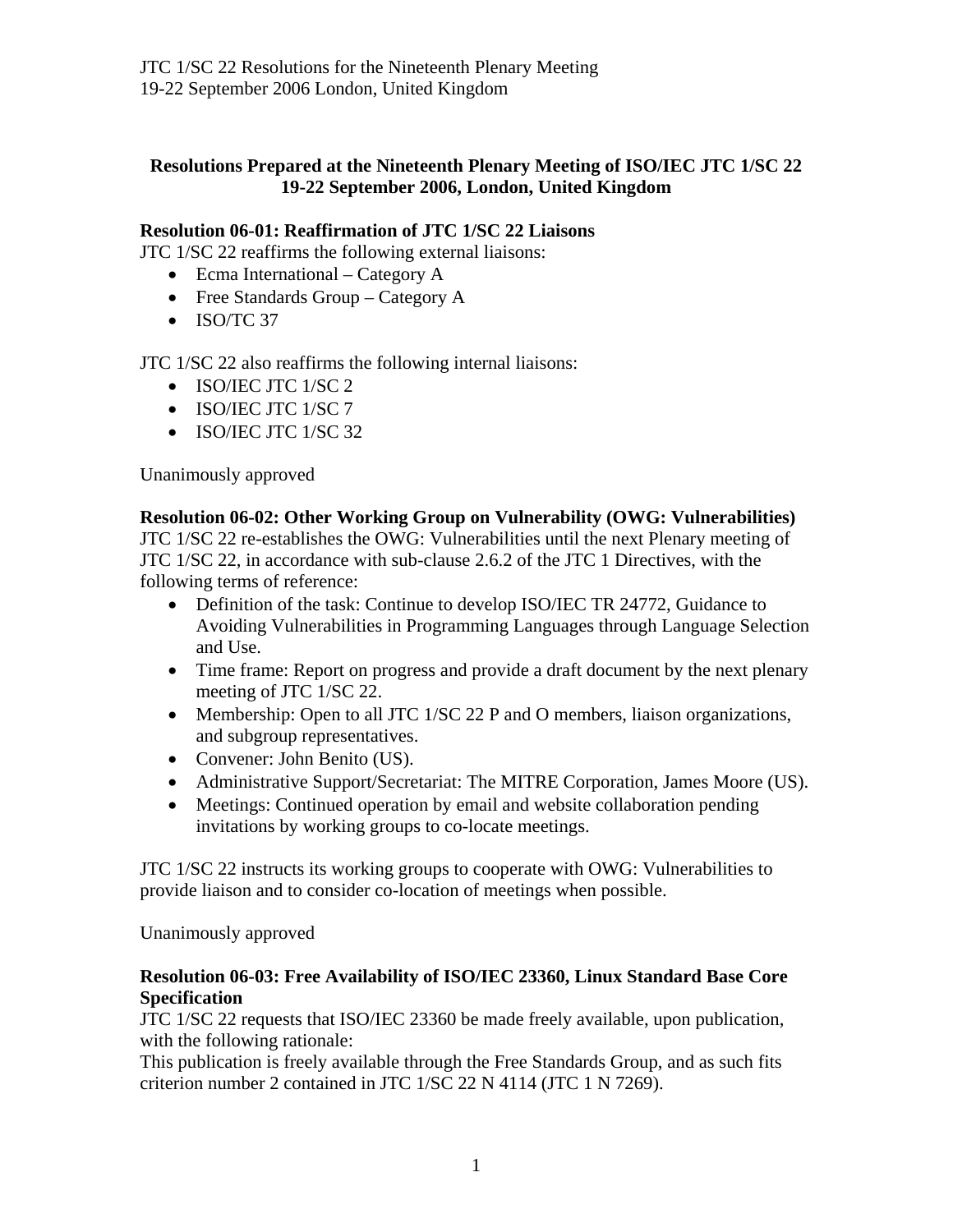# Resolutions Prepared at the Nineteenth Plenary Meeting of ISO/IEC JTC 1/SC 22 19-22 September 2006, London, United Kingdom

## Resolution 06-01: Reaffirmation of JTC 1/SC 22 Liaisons

JTC 1/SC 22 reaffirms the following external liaisons:

- Ecma International – Category A
- Free Standards Group – Category A
- ISO/TC 37

JTC 1/SC 22 also reaffirms the following internal liaisons:

- ISO/IEC JTC 1/SC 2
- ISO/IEC JTC 1/SC 7
- ISO/IEC JTC 1/SC 32

Unanimously approved

## Resolution 06-02: Other Working Group on Vulnerability (OWG: Vulnerabilities)

JTC 1/SC 22 re-establishes the OWG: Vulnerabilities until the next Plenary meeting of JTC 1/SC 22, in accordance with sub-clause 2.6.2 of the JTC 1 Directives, with the following terms of reference:

- Definition of the task: Continue to develop ISO/IEC TR 24772, Guidance to Avoiding Vulnerabilities in Programming Languages through Language Selection and Use.
- Time frame: Report on progress and provide a draft document by the next plenary meeting of JTC 1/SC 22.
- Membership: Open to all JTC 1/SC 22 P and O members, liaison organizations, and subgroup representatives.
- Convener: John Benito (US).
- Administrative Support/Secretariat: The MITRE Corporation, James Moore (US).
- Meetings: Continued operation by email and website collaboration pending invitations by working groups to co-locate meetings.

JTC 1/SC 22 instructs its working groups to cooperate with OWG: Vulnerabilities to provide liaison and to consider co-location of meetings when possible.

Unanimously approved

## Resolution 06-03: Free Availability of ISO/IEC 23360, Linux Standard Base Core Specification

JTC 1/SC 22 requests that ISO/IEC 23360 be made freely available, upon publication, with the following rationale:

This publication is freely available through the Free Standards Group, and as such fits criterion number 2 contained in JTC 1/SC 22 N 4114 (JTC 1 N 7269).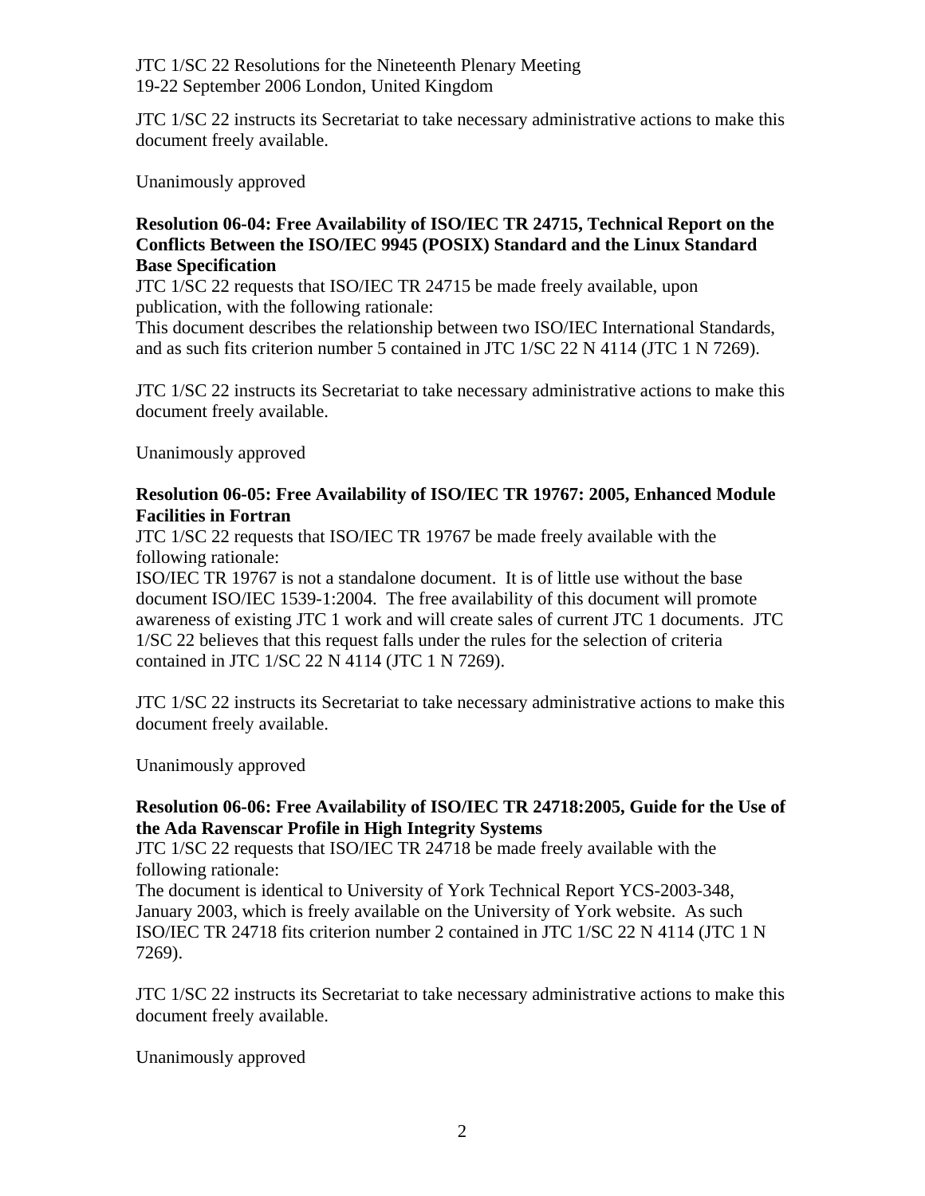JTC 1/SC 22 instructs its Secretariat to take necessary administrative actions to make this document freely available.

Unanimously approved

**Resolution 06-04: Free Availability of ISO/IEC TR 24715, Technical Report on the Conflicts Between the ISO/IEC 9945 (POSIX) Standard and the Linux Standard Base Specification**

JTC 1/SC 22 requests that ISO/IEC TR 24715 be made freely available, upon publication, with the following rationale:
This document describes the relationship between two ISO/IEC International Standards, and as such fits criterion number 5 contained in JTC 1/SC 22 N 4114 (JTC 1 N 7269).

JTC 1/SC 22 instructs its Secretariat to take necessary administrative actions to make this document freely available.

Unanimously approved

**Resolution 06-05: Free Availability of ISO/IEC TR 19767: 2005, Enhanced Module Facilities in Fortran**

JTC 1/SC 22 requests that ISO/IEC TR 19767 be made freely available with the following rationale:
ISO/IEC TR 19767 is not a standalone document. It is of little use without the base document ISO/IEC 1539-1:2004. The free availability of this document will promote awareness of existing JTC 1 work and will create sales of current JTC 1 documents. JTC 1/SC 22 believes that this request falls under the rules for the selection of criteria contained in JTC 1/SC 22 N 4114 (JTC 1 N 7269).

JTC 1/SC 22 instructs its Secretariat to take necessary administrative actions to make this document freely available.

Unanimously approved

**Resolution 06-06: Free Availability of ISO/IEC TR 24718:2005, Guide for the Use of the Ada Ravenscar Profile in High Integrity Systems**

JTC 1/SC 22 requests that ISO/IEC TR 24718 be made freely available with the following rationale:
The document is identical to University of York Technical Report YCS-2003-348, January 2003, which is freely available on the University of York website. As such ISO/IEC TR 24718 fits criterion number 2 contained in JTC 1/SC 22 N 4114 (JTC 1 N 7269).

JTC 1/SC 22 instructs its Secretariat to take necessary administrative actions to make this document freely available.

Unanimously approved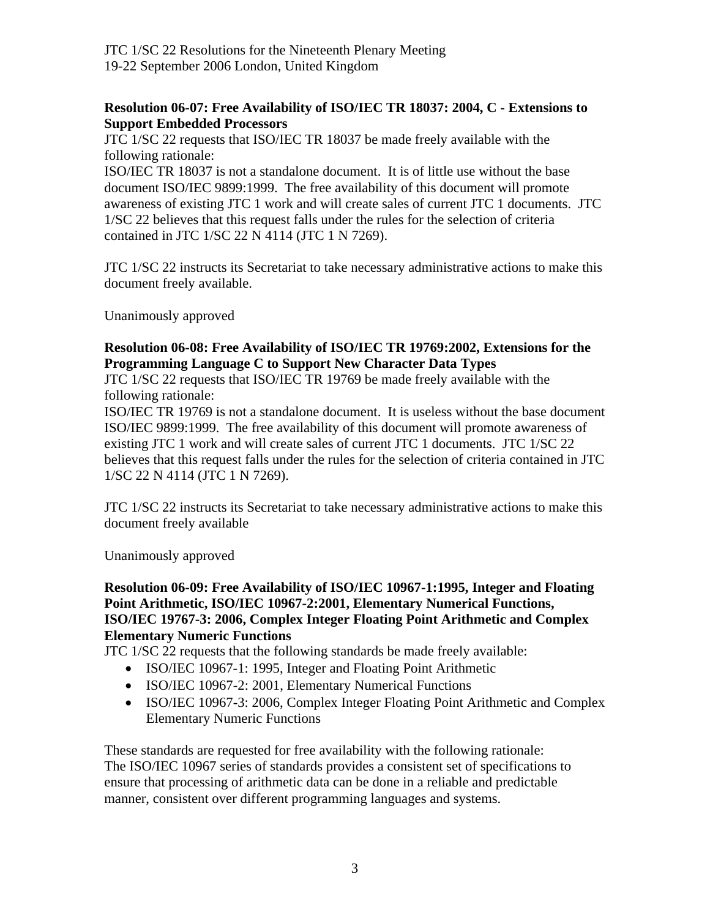JTC 1/SC 22 Resolutions for the Nineteenth Plenary Meeting
19-22 September 2006 London, United Kingdom

**Resolution 06-07: Free Availability of ISO/IEC TR 18037: 2004, C - Extensions to Support Embedded Processors**

JTC 1/SC 22 requests that ISO/IEC TR 18037 be made freely available with the following rationale:

ISO/IEC TR 18037 is not a standalone document. It is of little use without the base document ISO/IEC 9899:1999. The free availability of this document will promote awareness of existing JTC 1 work and will create sales of current JTC 1 documents. JTC 1/SC 22 believes that this request falls under the rules for the selection of criteria contained in JTC 1/SC 22 N 4114 (JTC 1 N 7269).

JTC 1/SC 22 instructs its Secretariat to take necessary administrative actions to make this document freely available.

Unanimously approved

**Resolution 06-08: Free Availability of ISO/IEC TR 19769:2002, Extensions for the Programming Language C to Support New Character Data Types**

JTC 1/SC 22 requests that ISO/IEC TR 19769 be made freely available with the following rationale:

ISO/IEC TR 19769 is not a standalone document. It is useless without the base document ISO/IEC 9899:1999. The free availability of this document will promote awareness of existing JTC 1 work and will create sales of current JTC 1 documents. JTC 1/SC 22 believes that this request falls under the rules for the selection of criteria contained in JTC 1/SC 22 N 4114 (JTC 1 N 7269).

JTC 1/SC 22 instructs its Secretariat to take necessary administrative actions to make this document freely available

Unanimously approved

**Resolution 06-09: Free Availability of ISO/IEC 10967-1:1995, Integer and Floating Point Arithmetic, ISO/IEC 10967-2:2001, Elementary Numerical Functions, ISO/IEC 19767-3: 2006, Complex Integer Floating Point Arithmetic and Complex Elementary Numeric Functions**

JTC 1/SC 22 requests that the following standards be made freely available:

- ISO/IEC 10967-1: 1995, Integer and Floating Point Arithmetic
- ISO/IEC 10967-2: 2001, Elementary Numerical Functions
- ISO/IEC 10967-3: 2006, Complex Integer Floating Point Arithmetic and Complex Elementary Numeric Functions

These standards are requested for free availability with the following rationale:
The ISO/IEC 10967 series of standards provides a consistent set of specifications to ensure that processing of arithmetic data can be done in a reliable and predictable manner, consistent over different programming languages and systems.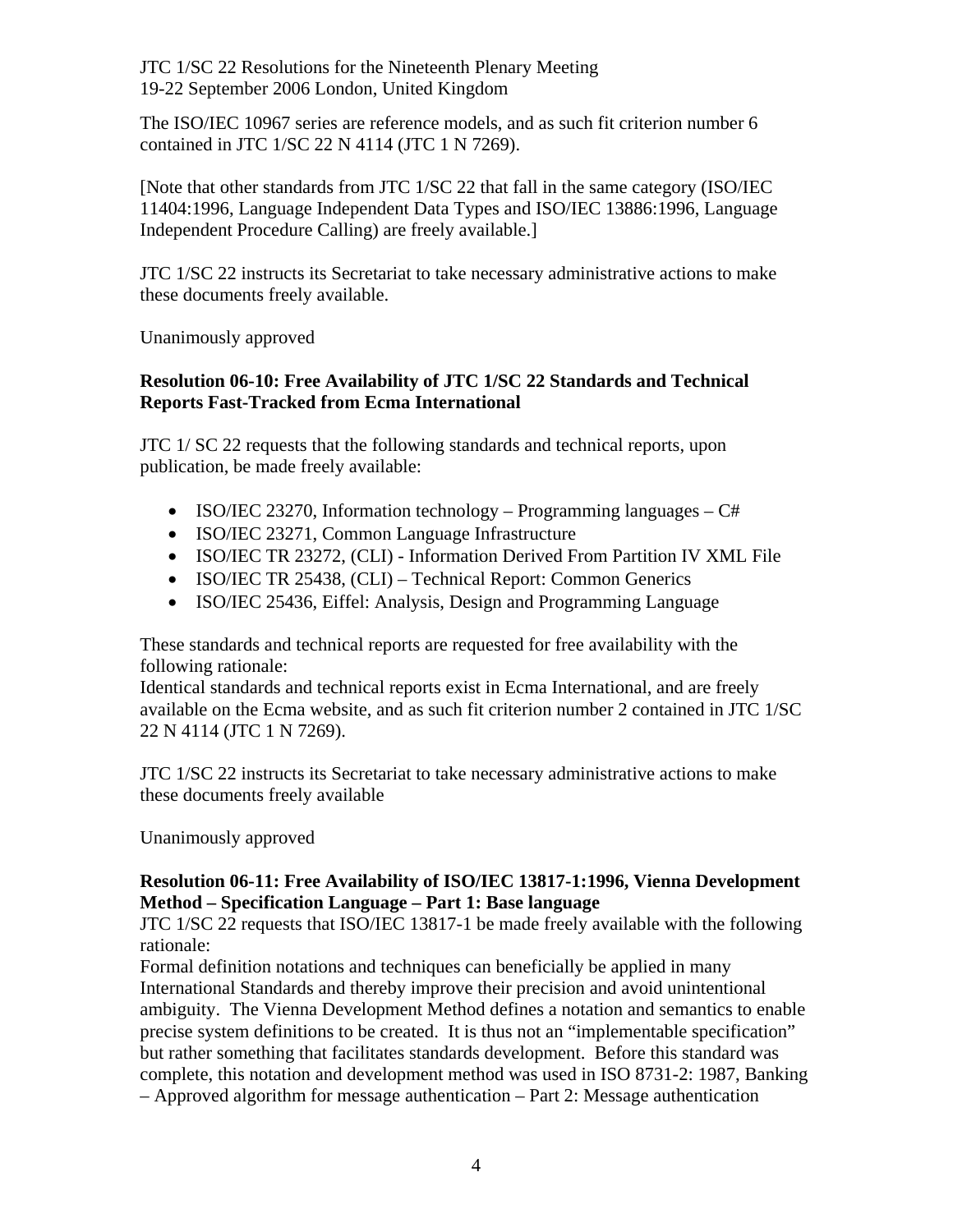The ISO/IEC 10967 series are reference models, and as such fit criterion number 6 contained in JTC 1/SC 22 N 4114 (JTC 1 N 7269).

[Note that other standards from JTC 1/SC 22 that fall in the same category (ISO/IEC 11404:1996, Language Independent Data Types and ISO/IEC 13886:1996, Language Independent Procedure Calling) are freely available.]

JTC 1/SC 22 instructs its Secretariat to take necessary administrative actions to make these documents freely available.

Unanimously approved

**Resolution 06-10: Free Availability of JTC 1/SC 22 Standards and Technical Reports Fast-Tracked from Ecma International**

JTC 1/ SC 22 requests that the following standards and technical reports, upon publication, be made freely available:

- ISO/IEC 23270, Information technology – Programming languages – C#
- ISO/IEC 23271, Common Language Infrastructure
- ISO/IEC TR 23272, (CLI) - Information Derived From Partition IV XML File
- ISO/IEC TR 25438, (CLI) – Technical Report: Common Generics
- ISO/IEC 25436, Eiffel: Analysis, Design and Programming Language

These standards and technical reports are requested for free availability with the following rationale:
Identical standards and technical reports exist in Ecma International, and are freely available on the Ecma website, and as such fit criterion number 2 contained in JTC 1/SC 22 N 4114 (JTC 1 N 7269).

JTC 1/SC 22 instructs its Secretariat to take necessary administrative actions to make these documents freely available

Unanimously approved

**Resolution 06-11: Free Availability of ISO/IEC 13817-1:1996, Vienna Development Method – Specification Language – Part 1: Base language**
JTC 1/SC 22 requests that ISO/IEC 13817-1 be made freely available with the following rationale:
Formal definition notations and techniques can beneficially be applied in many International Standards and thereby improve their precision and avoid unintentional ambiguity. The Vienna Development Method defines a notation and semantics to enable precise system definitions to be created. It is thus not an "implementable specification" but rather something that facilitates standards development. Before this standard was complete, this notation and development method was used in ISO 8731-2: 1987, Banking – Approved algorithm for message authentication – Part 2: Message authentication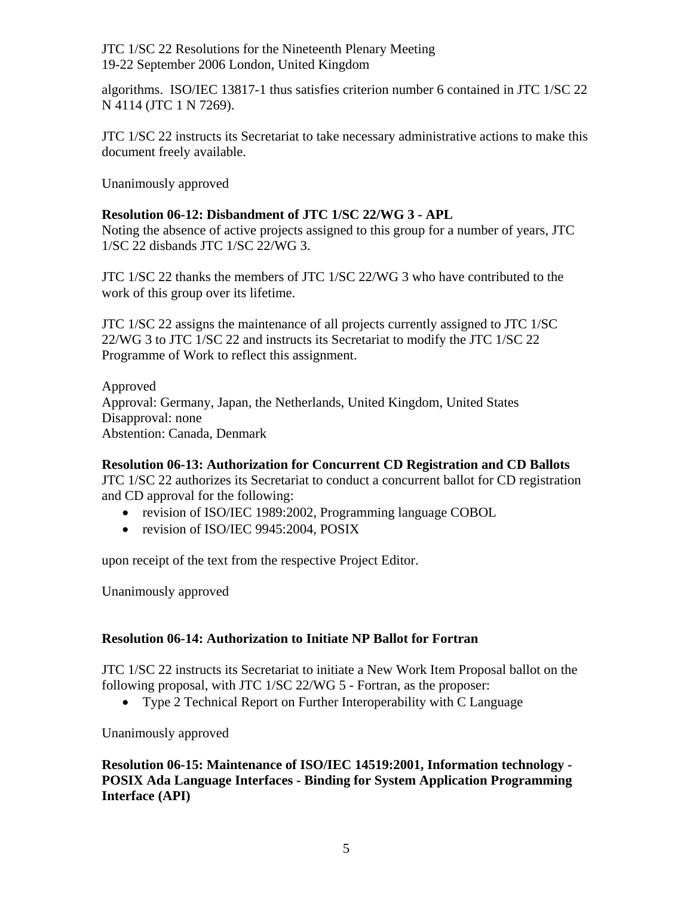algorithms. ISO/IEC 13817-1 thus satisfies criterion number 6 contained in JTC 1/SC 22 N 4114 (JTC 1 N 7269).

JTC 1/SC 22 instructs its Secretariat to take necessary administrative actions to make this document freely available.

Unanimously approved

**Resolution 06-12: Disbandment of JTC 1/SC 22/WG 3 - APL**

Noting the absence of active projects assigned to this group for a number of years, JTC 1/SC 22 disbands JTC 1/SC 22/WG 3.

JTC 1/SC 22 thanks the members of JTC 1/SC 22/WG 3 who have contributed to the work of this group over its lifetime.

JTC 1/SC 22 assigns the maintenance of all projects currently assigned to JTC 1/SC 22/WG 3 to JTC 1/SC 22 and instructs its Secretariat to modify the JTC 1/SC 22 Programme of Work to reflect this assignment.

Approved
Approval: Germany, Japan, the Netherlands, United Kingdom, United States
Disapproval: none
Abstention: Canada, Denmark

**Resolution 06-13: Authorization for Concurrent CD Registration and CD Ballots**

JTC 1/SC 22 authorizes its Secretariat to conduct a concurrent ballot for CD registration and CD approval for the following:

- revision of ISO/IEC 1989:2002, Programming language COBOL
- revision of ISO/IEC 9945:2004, POSIX

upon receipt of the text from the respective Project Editor.

Unanimously approved

**Resolution 06-14: Authorization to Initiate NP Ballot for Fortran**

JTC 1/SC 22 instructs its Secretariat to initiate a New Work Item Proposal ballot on the following proposal, with JTC 1/SC 22/WG 5 - Fortran, as the proposer:

- Type 2 Technical Report on Further Interoperability with C Language

Unanimously approved

**Resolution 06-15: Maintenance of ISO/IEC 14519:2001, Information technology - POSIX Ada Language Interfaces - Binding for System Application Programming Interface (API)**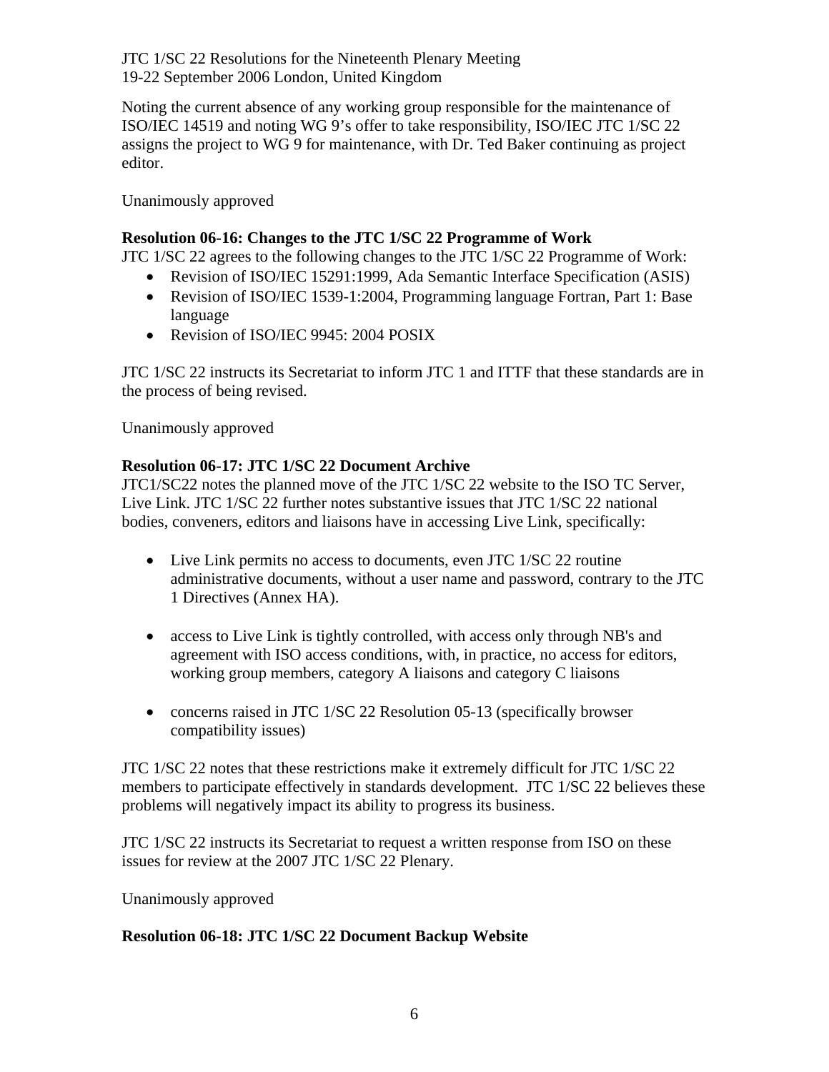Noting the current absence of any working group responsible for the maintenance of ISO/IEC 14519 and noting WG 9's offer to take responsibility, ISO/IEC JTC 1/SC 22 assigns the project to WG 9 for maintenance, with Dr. Ted Baker continuing as project editor.

Unanimously approved

**Resolution 06-16: Changes to the JTC 1/SC 22 Programme of Work**

JTC 1/SC 22 agrees to the following changes to the JTC 1/SC 22 Programme of Work:

- Revision of ISO/IEC 15291:1999, Ada Semantic Interface Specification (ASIS)
- Revision of ISO/IEC 1539-1:2004, Programming language Fortran, Part 1: Base language
- Revision of ISO/IEC 9945: 2004 POSIX

JTC 1/SC 22 instructs its Secretariat to inform JTC 1 and ITTF that these standards are in the process of being revised.

Unanimously approved

**Resolution 06-17: JTC 1/SC 22 Document Archive**

JTC1/SC22 notes the planned move of the JTC 1/SC 22 website to the ISO TC Server, Live Link. JTC 1/SC 22 further notes substantive issues that JTC 1/SC 22 national bodies, conveners, editors and liaisons have in accessing Live Link, specifically:

- Live Link permits no access to documents, even JTC 1/SC 22 routine administrative documents, without a user name and password, contrary to the JTC 1 Directives (Annex HA).
- access to Live Link is tightly controlled, with access only through NB's and agreement with ISO access conditions, with, in practice, no access for editors, working group members, category A liaisons and category C liaisons
- concerns raised in JTC 1/SC 22 Resolution 05-13 (specifically browser compatibility issues)

JTC 1/SC 22 notes that these restrictions make it extremely difficult for JTC 1/SC 22 members to participate effectively in standards development. JTC 1/SC 22 believes these problems will negatively impact its ability to progress its business.

JTC 1/SC 22 instructs its Secretariat to request a written response from ISO on these issues for review at the 2007 JTC 1/SC 22 Plenary.

Unanimously approved

**Resolution 06-18: JTC 1/SC 22 Document Backup Website**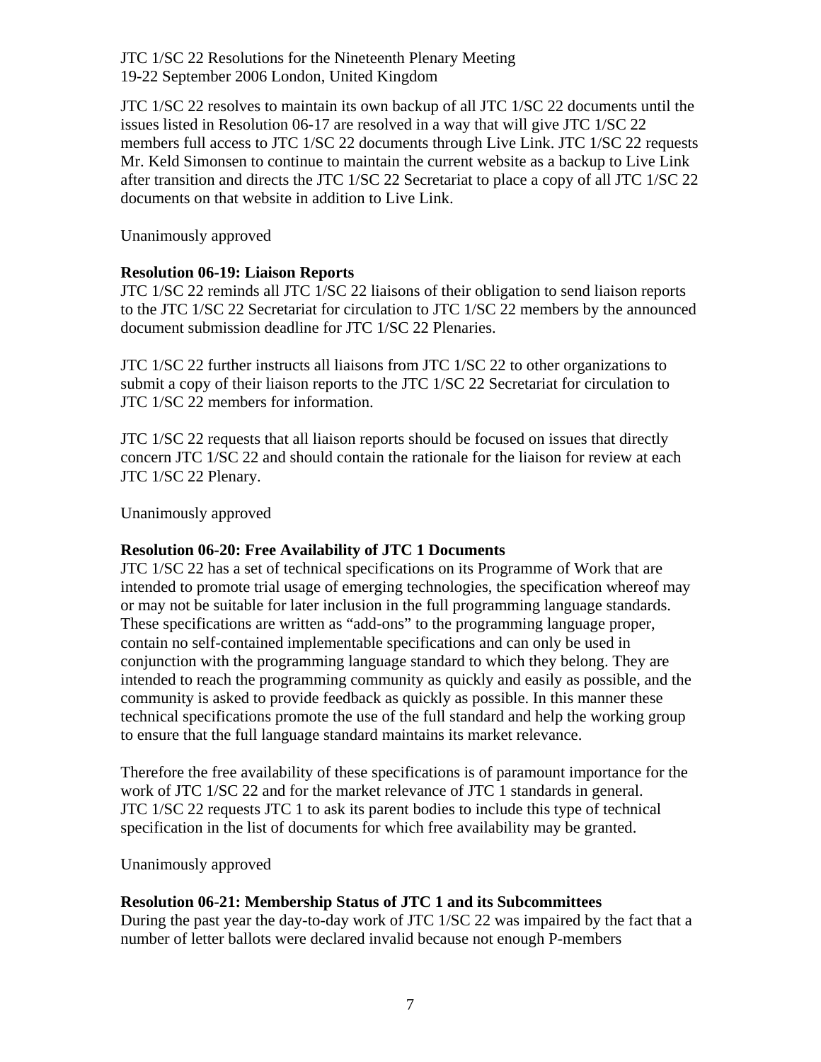JTC 1/SC 22 resolves to maintain its own backup of all JTC 1/SC 22 documents until the issues listed in Resolution 06-17 are resolved in a way that will give JTC 1/SC 22 members full access to JTC 1/SC 22 documents through Live Link. JTC 1/SC 22 requests Mr. Keld Simonsen to continue to maintain the current website as a backup to Live Link after transition and directs the JTC 1/SC 22 Secretariat to place a copy of all JTC 1/SC 22 documents on that website in addition to Live Link.

Unanimously approved

**Resolution 06-19: Liaison Reports**

JTC 1/SC 22 reminds all JTC 1/SC 22 liaisons of their obligation to send liaison reports to the JTC 1/SC 22 Secretariat for circulation to JTC 1/SC 22 members by the announced document submission deadline for JTC 1/SC 22 Plenaries.

JTC 1/SC 22 further instructs all liaisons from JTC 1/SC 22 to other organizations to submit a copy of their liaison reports to the JTC 1/SC 22 Secretariat for circulation to JTC 1/SC 22 members for information.

JTC 1/SC 22 requests that all liaison reports should be focused on issues that directly concern JTC 1/SC 22 and should contain the rationale for the liaison for review at each JTC 1/SC 22 Plenary.

Unanimously approved

**Resolution 06-20: Free Availability of JTC 1 Documents**

JTC 1/SC 22 has a set of technical specifications on its Programme of Work that are intended to promote trial usage of emerging technologies, the specification whereof may or may not be suitable for later inclusion in the full programming language standards. These specifications are written as "add-ons" to the programming language proper, contain no self-contained implementable specifications and can only be used in conjunction with the programming language standard to which they belong. They are intended to reach the programming community as quickly and easily as possible, and the community is asked to provide feedback as quickly as possible. In this manner these technical specifications promote the use of the full standard and help the working group to ensure that the full language standard maintains its market relevance.

Therefore the free availability of these specifications is of paramount importance for the work of JTC 1/SC 22 and for the market relevance of JTC 1 standards in general. JTC 1/SC 22 requests JTC 1 to ask its parent bodies to include this type of technical specification in the list of documents for which free availability may be granted.

Unanimously approved

**Resolution 06-21: Membership Status of JTC 1 and its Subcommittees**

During the past year the day-to-day work of JTC 1/SC 22 was impaired by the fact that a number of letter ballots were declared invalid because not enough P-members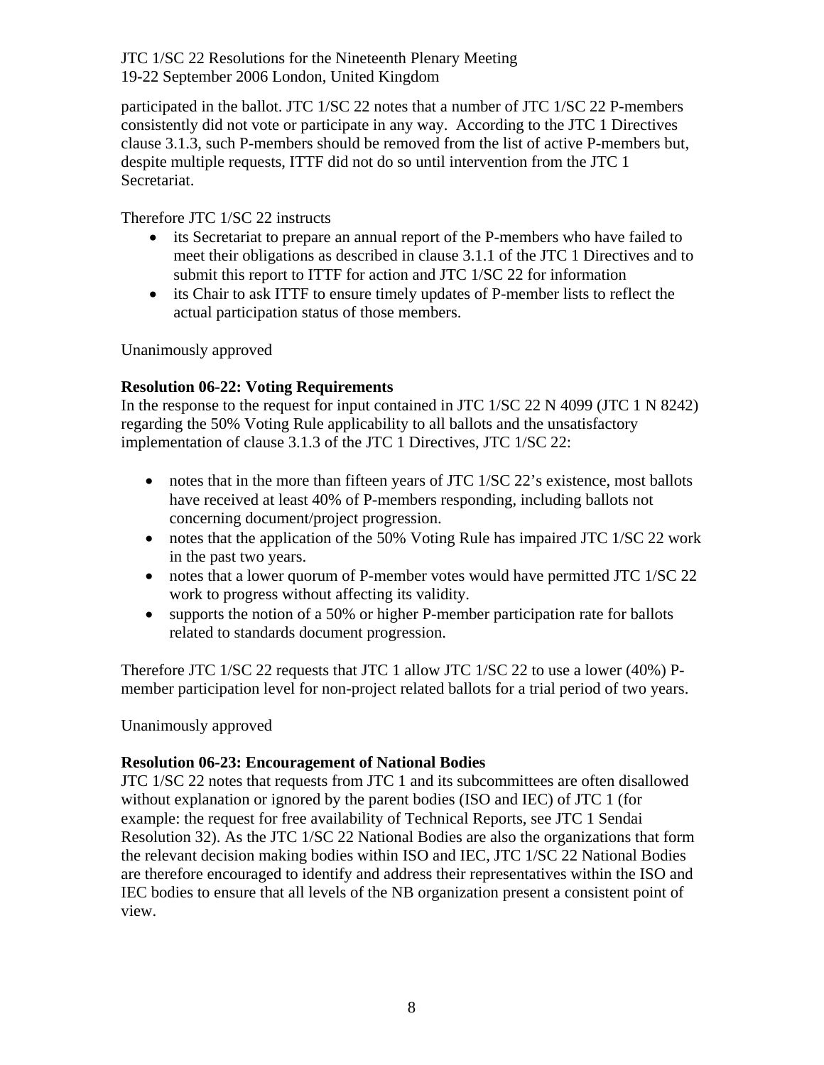participated in the ballot. JTC 1/SC 22 notes that a number of JTC 1/SC 22 P-members consistently did not vote or participate in any way. According to the JTC 1 Directives clause 3.1.3, such P-members should be removed from the list of active P-members but, despite multiple requests, ITTF did not do so until intervention from the JTC 1 Secretariat.

Therefore JTC 1/SC 22 instructs

- its Secretariat to prepare an annual report of the P-members who have failed to meet their obligations as described in clause 3.1.1 of the JTC 1 Directives and to submit this report to ITTF for action and JTC 1/SC 22 for information
- its Chair to ask ITTF to ensure timely updates of P-member lists to reflect the actual participation status of those members.

Unanimously approved

**Resolution 06-22: Voting Requirements**

In the response to the request for input contained in JTC 1/SC 22 N 4099 (JTC 1 N 8242) regarding the 50% Voting Rule applicability to all ballots and the unsatisfactory implementation of clause 3.1.3 of the JTC 1 Directives, JTC 1/SC 22:

- notes that in the more than fifteen years of JTC 1/SC 22's existence, most ballots have received at least 40% of P-members responding, including ballots not concerning document/project progression.
- notes that the application of the 50% Voting Rule has impaired JTC 1/SC 22 work in the past two years.
- notes that a lower quorum of P-member votes would have permitted JTC 1/SC 22 work to progress without affecting its validity.
- supports the notion of a 50% or higher P-member participation rate for ballots related to standards document progression.

Therefore JTC 1/SC 22 requests that JTC 1 allow JTC 1/SC 22 to use a lower (40%) P-member participation level for non-project related ballots for a trial period of two years.

Unanimously approved

**Resolution 06-23: Encouragement of National Bodies**

JTC 1/SC 22 notes that requests from JTC 1 and its subcommittees are often disallowed without explanation or ignored by the parent bodies (ISO and IEC) of JTC 1 (for example: the request for free availability of Technical Reports, see JTC 1 Sendai Resolution 32). As the JTC 1/SC 22 National Bodies are also the organizations that form the relevant decision making bodies within ISO and IEC, JTC 1/SC 22 National Bodies are therefore encouraged to identify and address their representatives within the ISO and IEC bodies to ensure that all levels of the NB organization present a consistent point of view.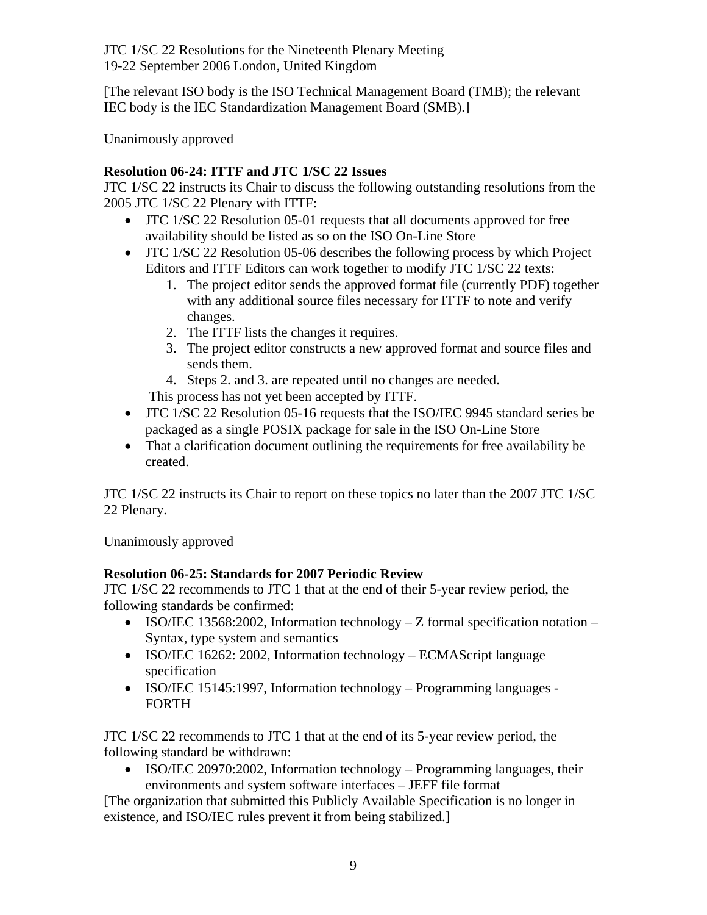JTC 1/SC 22 Resolutions for the Nineteenth Plenary Meeting
19-22 September 2006 London, United Kingdom

[The relevant ISO body is the ISO Technical Management Board (TMB); the relevant IEC body is the IEC Standardization Management Board (SMB).]

Unanimously approved

**Resolution 06-24: ITTF and JTC 1/SC 22 Issues**
JTC 1/SC 22 instructs its Chair to discuss the following outstanding resolutions from the 2005 JTC 1/SC 22 Plenary with ITTF:

- JTC 1/SC 22 Resolution 05-01 requests that all documents approved for free availability should be listed as so on the ISO On-Line Store
- JTC 1/SC 22 Resolution 05-06 describes the following process by which Project Editors and ITTF Editors can work together to modify JTC 1/SC 22 texts:
    1. The project editor sends the approved format file (currently PDF) together with any additional source files necessary for ITTF to note and verify changes.
    2. The ITTF lists the changes it requires.
    3. The project editor constructs a new approved format and source files and sends them.
    4. Steps 2. and 3. are repeated until no changes are needed.

  This process has not yet been accepted by ITTF.
- JTC 1/SC 22 Resolution 05-16 requests that the ISO/IEC 9945 standard series be packaged as a single POSIX package for sale in the ISO On-Line Store
- That a clarification document outlining the requirements for free availability be created.

JTC 1/SC 22 instructs its Chair to report on these topics no later than the 2007 JTC 1/SC 22 Plenary.

Unanimously approved

**Resolution 06-25: Standards for 2007 Periodic Review**
JTC 1/SC 22 recommends to JTC 1 that at the end of their 5-year review period, the following standards be confirmed:

- ISO/IEC 13568:2002, Information technology – Z formal specification notation – Syntax, type system and semantics
- ISO/IEC 16262: 2002, Information technology – ECMAScript language specification
- ISO/IEC 15145:1997, Information technology – Programming languages - FORTH

JTC 1/SC 22 recommends to JTC 1 that at the end of its 5-year review period, the following standard be withdrawn:

- ISO/IEC 20970:2002, Information technology – Programming languages, their environments and system software interfaces – JEFF file format

[The organization that submitted this Publicly Available Specification is no longer in existence, and ISO/IEC rules prevent it from being stabilized.]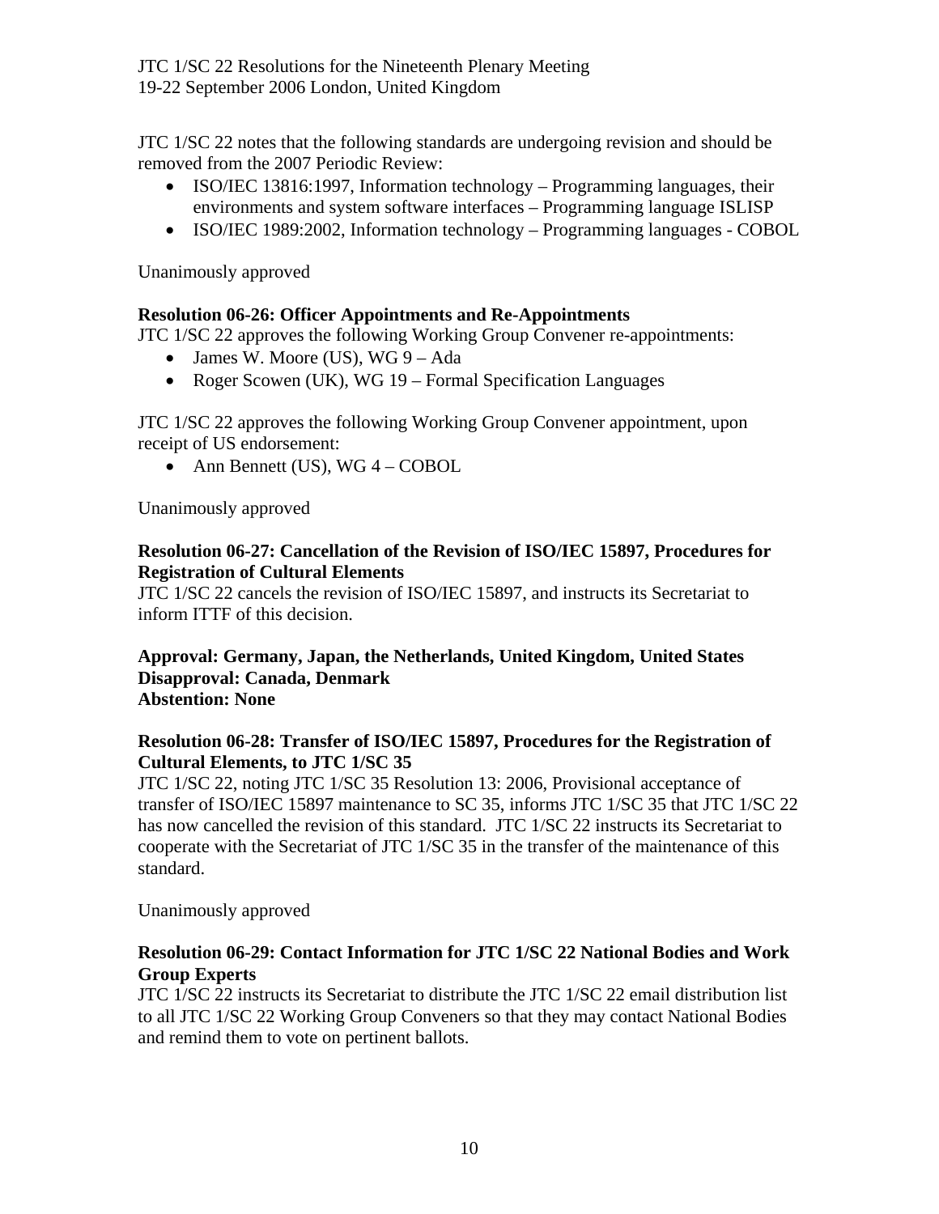JTC 1/SC 22 notes that the following standards are undergoing revision and should be removed from the 2007 Periodic Review:

- ISO/IEC 13816:1997, Information technology – Programming languages, their environments and system software interfaces – Programming language ISLISP
- ISO/IEC 1989:2002, Information technology – Programming languages - COBOL

Unanimously approved

**Resolution 06-26: Officer Appointments and Re-Appointments**

JTC 1/SC 22 approves the following Working Group Convener re-appointments:

- James W. Moore (US), WG 9 – Ada
- Roger Scowen (UK), WG 19 – Formal Specification Languages

JTC 1/SC 22 approves the following Working Group Convener appointment, upon receipt of US endorsement:

- Ann Bennett (US), WG 4 – COBOL

Unanimously approved

**Resolution 06-27: Cancellation of the Revision of ISO/IEC 15897, Procedures for Registration of Cultural Elements**

JTC 1/SC 22 cancels the revision of ISO/IEC 15897, and instructs its Secretariat to inform ITTF of this decision.

**Approval: Germany, Japan, the Netherlands, United Kingdom, United States**
**Disapproval: Canada, Denmark**
**Abstention: None**

**Resolution 06-28: Transfer of ISO/IEC 15897, Procedures for the Registration of Cultural Elements, to JTC 1/SC 35**

JTC 1/SC 22, noting JTC 1/SC 35 Resolution 13: 2006, Provisional acceptance of transfer of ISO/IEC 15897 maintenance to SC 35, informs JTC 1/SC 35 that JTC 1/SC 22 has now cancelled the revision of this standard. JTC 1/SC 22 instructs its Secretariat to cooperate with the Secretariat of JTC 1/SC 35 in the transfer of the maintenance of this standard.

Unanimously approved

**Resolution 06-29: Contact Information for JTC 1/SC 22 National Bodies and Work Group Experts**

JTC 1/SC 22 instructs its Secretariat to distribute the JTC 1/SC 22 email distribution list to all JTC 1/SC 22 Working Group Conveners so that they may contact National Bodies and remind them to vote on pertinent ballots.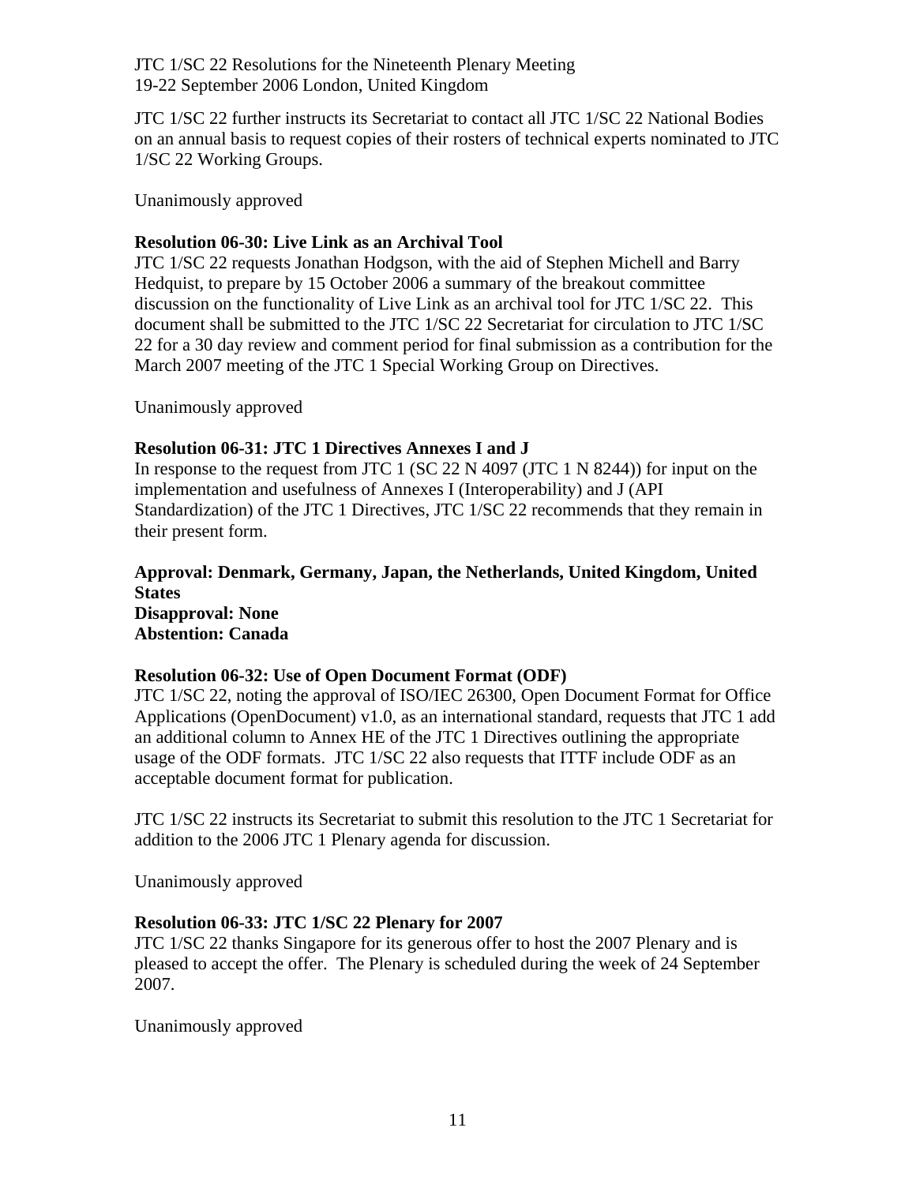JTC 1/SC 22 further instructs its Secretariat to contact all JTC 1/SC 22 National Bodies on an annual basis to request copies of their rosters of technical experts nominated to JTC 1/SC 22 Working Groups.

Unanimously approved

**Resolution 06-30: Live Link as an Archival Tool**
JTC 1/SC 22 requests Jonathan Hodgson, with the aid of Stephen Michell and Barry Hedquist, to prepare by 15 October 2006 a summary of the breakout committee discussion on the functionality of Live Link as an archival tool for JTC 1/SC 22. This document shall be submitted to the JTC 1/SC 22 Secretariat for circulation to JTC 1/SC 22 for a 30 day review and comment period for final submission as a contribution for the March 2007 meeting of the JTC 1 Special Working Group on Directives.

Unanimously approved

**Resolution 06-31: JTC 1 Directives Annexes I and J**
In response to the request from JTC 1 (SC 22 N 4097 (JTC 1 N 8244)) for input on the implementation and usefulness of Annexes I (Interoperability) and J (API Standardization) of the JTC 1 Directives, JTC 1/SC 22 recommends that they remain in their present form.

**Approval: Denmark, Germany, Japan, the Netherlands, United Kingdom, United States**
**Disapproval: None**
**Abstention: Canada**

**Resolution 06-32: Use of Open Document Format (ODF)**
JTC 1/SC 22, noting the approval of ISO/IEC 26300, Open Document Format for Office Applications (OpenDocument) v1.0, as an international standard, requests that JTC 1 add an additional column to Annex HE of the JTC 1 Directives outlining the appropriate usage of the ODF formats. JTC 1/SC 22 also requests that ITTF include ODF as an acceptable document format for publication.

JTC 1/SC 22 instructs its Secretariat to submit this resolution to the JTC 1 Secretariat for addition to the 2006 JTC 1 Plenary agenda for discussion.

Unanimously approved

**Resolution 06-33: JTC 1/SC 22 Plenary for 2007**
JTC 1/SC 22 thanks Singapore for its generous offer to host the 2007 Plenary and is pleased to accept the offer. The Plenary is scheduled during the week of 24 September 2007.

Unanimously approved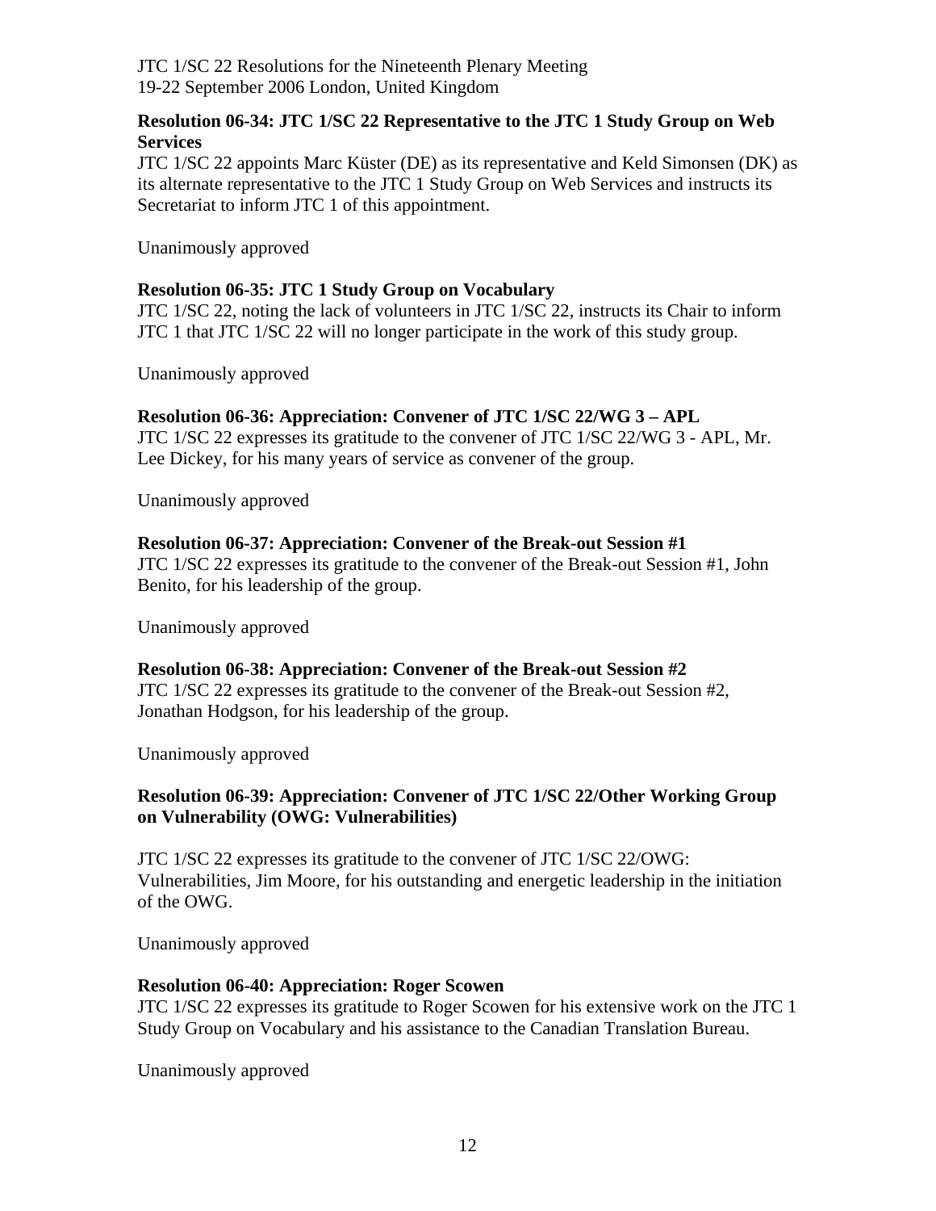JTC 1/SC 22 Resolutions for the Nineteenth Plenary Meeting
19-22 September 2006 London, United Kingdom

**Resolution 06-34: JTC 1/SC 22 Representative to the JTC 1 Study Group on Web Services**

JTC 1/SC 22 appoints Marc Küster (DE) as its representative and Keld Simonsen (DK) as its alternate representative to the JTC 1 Study Group on Web Services and instructs its Secretariat to inform JTC 1 of this appointment.

Unanimously approved

**Resolution 06-35: JTC 1 Study Group on Vocabulary**

JTC 1/SC 22, noting the lack of volunteers in JTC 1/SC 22, instructs its Chair to inform JTC 1 that JTC 1/SC 22 will no longer participate in the work of this study group.

Unanimously approved

**Resolution 06-36: Appreciation: Convener of JTC 1/SC 22/WG 3 – APL**

JTC 1/SC 22 expresses its gratitude to the convener of JTC 1/SC 22/WG 3 - APL, Mr. Lee Dickey, for his many years of service as convener of the group.

Unanimously approved

**Resolution 06-37: Appreciation: Convener of the Break-out Session #1**

JTC 1/SC 22 expresses its gratitude to the convener of the Break-out Session #1, John Benito, for his leadership of the group.

Unanimously approved

**Resolution 06-38: Appreciation: Convener of the Break-out Session #2**

JTC 1/SC 22 expresses its gratitude to the convener of the Break-out Session #2, Jonathan Hodgson, for his leadership of the group.

Unanimously approved

**Resolution 06-39: Appreciation: Convener of JTC 1/SC 22/Other Working Group on Vulnerability (OWG: Vulnerabilities)**

JTC 1/SC 22 expresses its gratitude to the convener of JTC 1/SC 22/OWG: Vulnerabilities, Jim Moore, for his outstanding and energetic leadership in the initiation of the OWG.

Unanimously approved

**Resolution 06-40: Appreciation: Roger Scowen**

JTC 1/SC 22 expresses its gratitude to Roger Scowen for his extensive work on the JTC 1 Study Group on Vocabulary and his assistance to the Canadian Translation Bureau.

Unanimously approved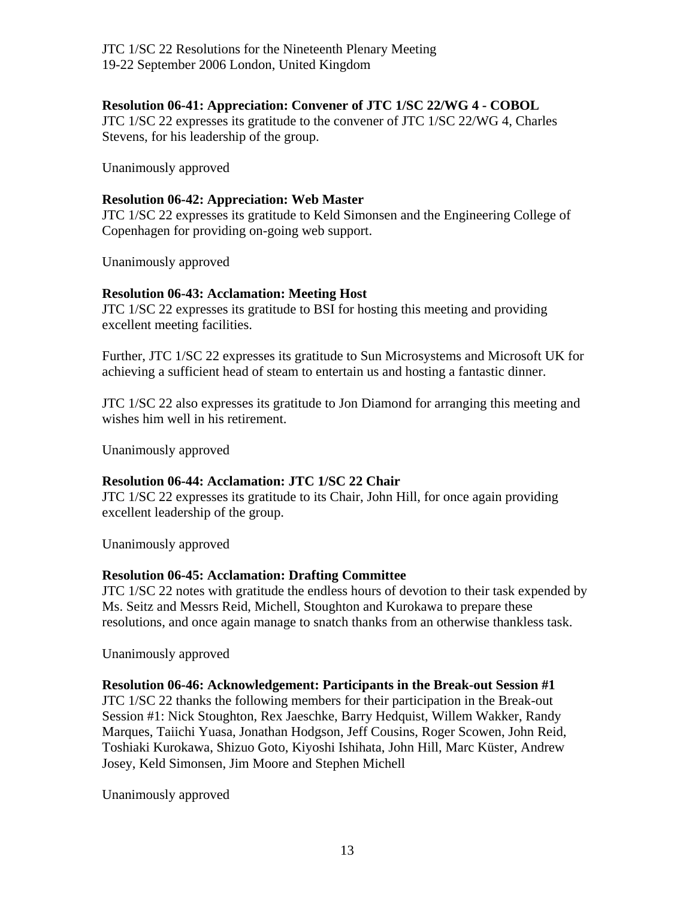**Resolution 06-41: Appreciation: Convener of JTC 1/SC 22/WG 4 - COBOL**

JTC 1/SC 22 expresses its gratitude to the convener of JTC 1/SC 22/WG 4, Charles Stevens, for his leadership of the group.

Unanimously approved

**Resolution 06-42: Appreciation: Web Master**

JTC 1/SC 22 expresses its gratitude to Keld Simonsen and the Engineering College of Copenhagen for providing on-going web support.

Unanimously approved

**Resolution 06-43: Acclamation: Meeting Host**

JTC 1/SC 22 expresses its gratitude to BSI for hosting this meeting and providing excellent meeting facilities.

Further, JTC 1/SC 22 expresses its gratitude to Sun Microsystems and Microsoft UK for achieving a sufficient head of steam to entertain us and hosting a fantastic dinner.

JTC 1/SC 22 also expresses its gratitude to Jon Diamond for arranging this meeting and wishes him well in his retirement.

Unanimously approved

**Resolution 06-44: Acclamation: JTC 1/SC 22 Chair**

JTC 1/SC 22 expresses its gratitude to its Chair, John Hill, for once again providing excellent leadership of the group.

Unanimously approved

**Resolution 06-45: Acclamation: Drafting Committee**

JTC 1/SC 22 notes with gratitude the endless hours of devotion to their task expended by Ms. Seitz and Messrs Reid, Michell, Stoughton and Kurokawa to prepare these resolutions, and once again manage to snatch thanks from an otherwise thankless task.

Unanimously approved

**Resolution 06-46: Acknowledgement: Participants in the Break-out Session #1**

JTC 1/SC 22 thanks the following members for their participation in the Break-out Session #1: Nick Stoughton, Rex Jaeschke, Barry Hedquist, Willem Wakker, Randy Marques, Taiichi Yuasa, Jonathan Hodgson, Jeff Cousins, Roger Scowen, John Reid, Toshiaki Kurokawa, Shizuo Goto, Kiyoshi Ishihata, John Hill, Marc Küster, Andrew Josey, Keld Simonsen, Jim Moore and Stephen Michell

Unanimously approved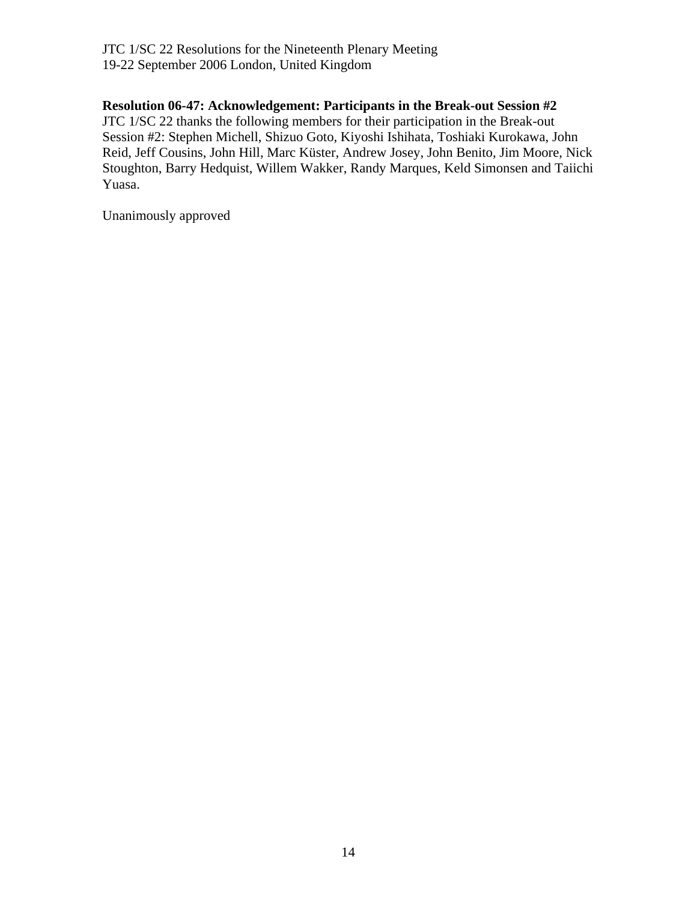**Resolution 06-47: Acknowledgement: Participants in the Break-out Session #2**

JTC 1/SC 22 thanks the following members for their participation in the Break-out Session #2: Stephen Michell, Shizuo Goto, Kiyoshi Ishihata, Toshiaki Kurokawa, John Reid, Jeff Cousins, John Hill, Marc Küster, Andrew Josey, John Benito, Jim Moore, Nick Stoughton, Barry Hedquist, Willem Wakker, Randy Marques, Keld Simonsen and Taiichi Yuasa.

Unanimously approved